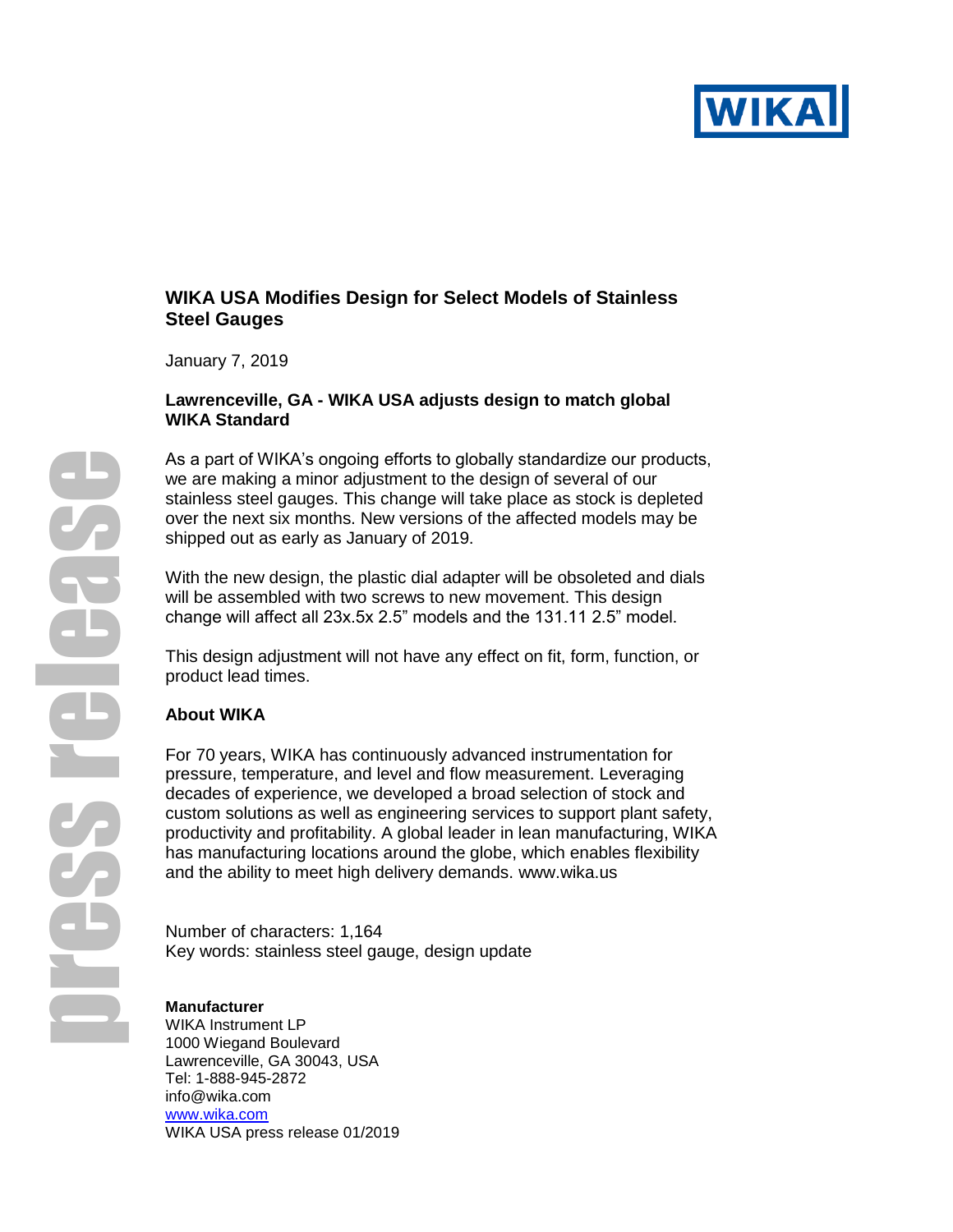# WIKA USA Modifies Design for Select Models of Stainless Steel Gauges

January 7, 2019

**Lawrenceville, GA - WIKA USA adjusts design to match global WIKA Standard**

As a part of WIKA's ongoing efforts to globally standardize our products, we are making a minor adjustment to the design of several of our stainless steel gauges. This change will take place as stock is depleted over the next six months. New versions of the affected models may be shipped out as early as January of 2019.

With the new design, the plastic dial adapter will be obsoleted and dials will be assembled with two screws to new movement. This design change will affect all 23x.5x 2.5" models and the 131.11 2.5" model.

This design adjustment will not have any effect on fit, form, function, or product lead times.

## About WIKA

For 70 years, WIKA has continuously advanced instrumentation for pressure, temperature, and level and flow measurement. Leveraging decades of experience, we developed a broad selection of stock and custom solutions as well as engineering services to support plant safety, productivity and profitability. A global leader in lean manufacturing, WIKA has manufacturing locations around the globe, which enables flexibility and the ability to meet high delivery demands. www.wika.us

Number of characters: 1,164
Key words: stainless steel gauge, design update

**Manufacturer**
WIKA Instrument LP
1000 Wiegand Boulevard
Lawrenceville, GA 30043, USA
Tel: 1-888-945-2872
info@wika.com
www.wika.com
WIKA USA press release 01/2019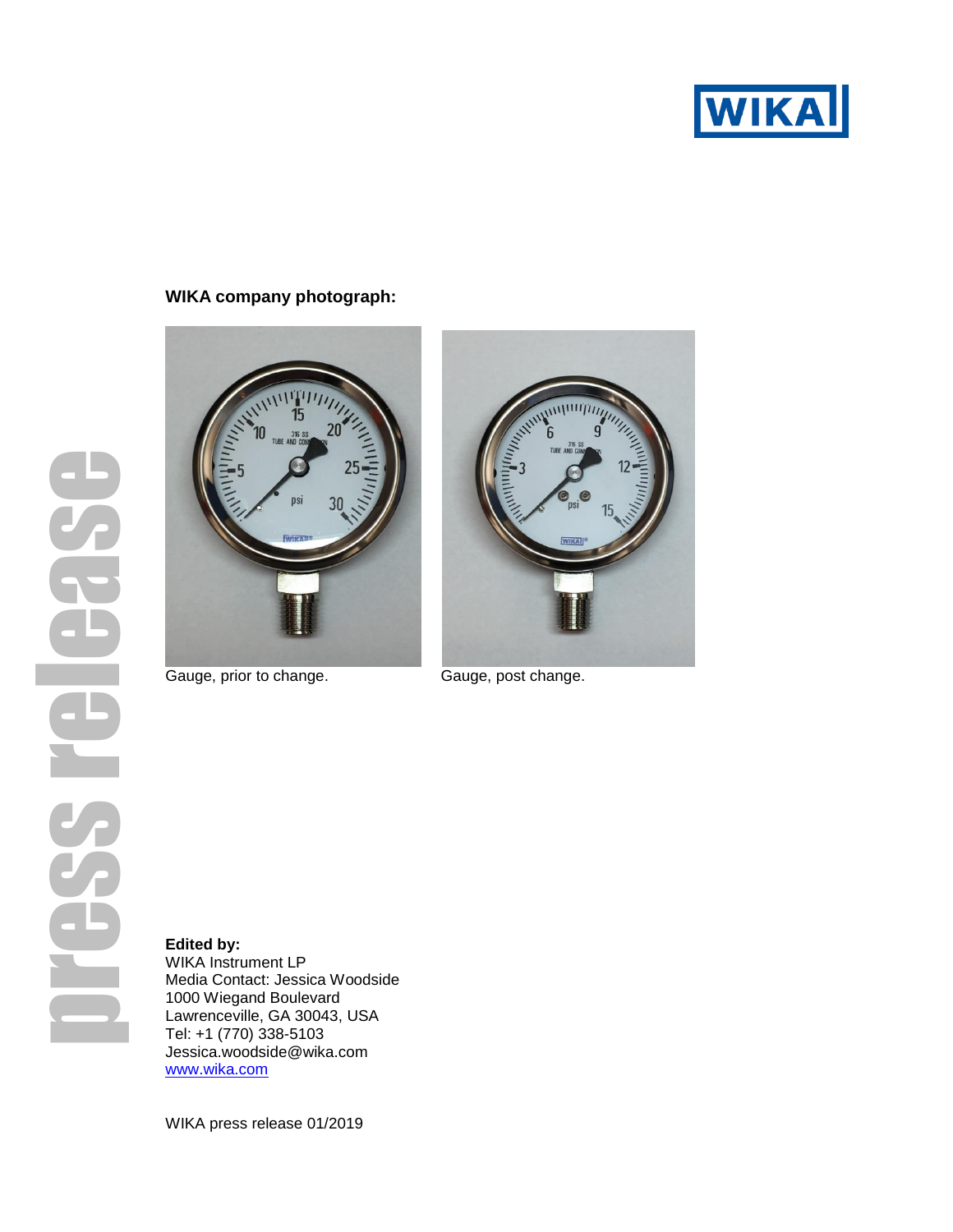**WIKA company photograph:**

Gauge, prior to change.

Gauge, post change.

**Edited by:**
WIKA Instrument LP
Media Contact: Jessica Woodside
1000 Wiegand Boulevard
Lawrenceville, GA 30043, USA
Tel: +1 (770) 338-5103
Jessica.woodside@wika.com
www.wika.com

WIKA press release 01/2019